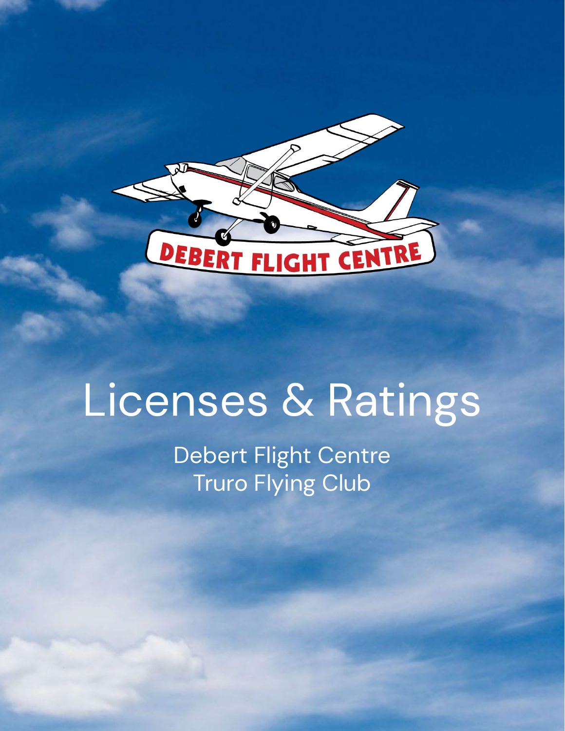DEBERT FLIGHT CENTRE

# Licenses & Ratings

Debert Flight Centre
Truro Flying Club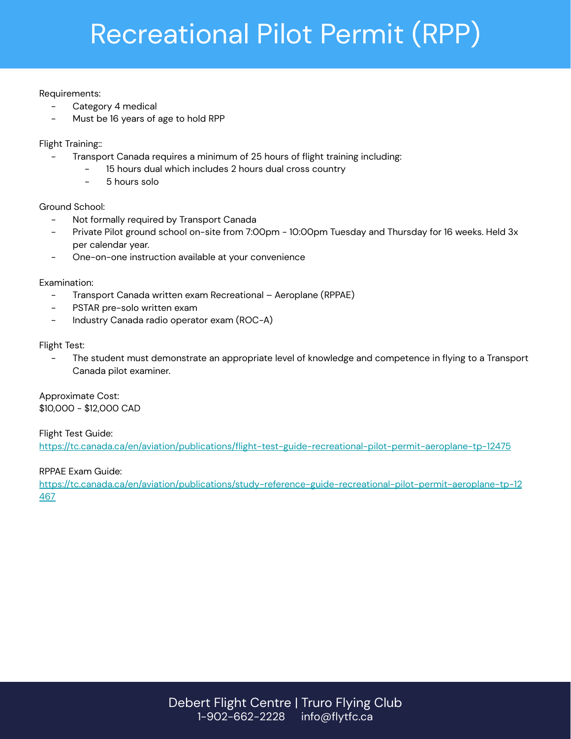# Recreational Pilot Permit (RPP)

Requirements:

- Category 4 medical
- Must be 16 years of age to hold RPP

Flight Training::

- Transport Canada requires a minimum of 25 hours of flight training including:
  - 15 hours dual which includes 2 hours dual cross country
  - 5 hours solo

Ground School:

- Not formally required by Transport Canada
- Private Pilot ground school on-site from 7:00pm - 10:00pm Tuesday and Thursday for 16 weeks. Held 3x per calendar year.
- One-on-one instruction available at your convenience

Examination:

- Transport Canada written exam Recreational – Aeroplane (RPPAE)
- PSTAR pre-solo written exam
- Industry Canada radio operator exam (ROC-A)

Flight Test:

- The student must demonstrate an appropriate level of knowledge and competence in flying to a Transport Canada pilot examiner.

Approximate Cost:
$10,000 - $12,000 CAD

Flight Test Guide:
https://tc.canada.ca/en/aviation/publications/flight-test-guide-recreational-pilot-permit-aeroplane-tp-12475

RPPAE Exam Guide:
https://tc.canada.ca/en/aviation/publications/study-reference-guide-recreational-pilot-permit-aeroplane-tp-12467

Debert Flight Centre | Truro Flying Club
1-902-662-2228 info@flytfc.ca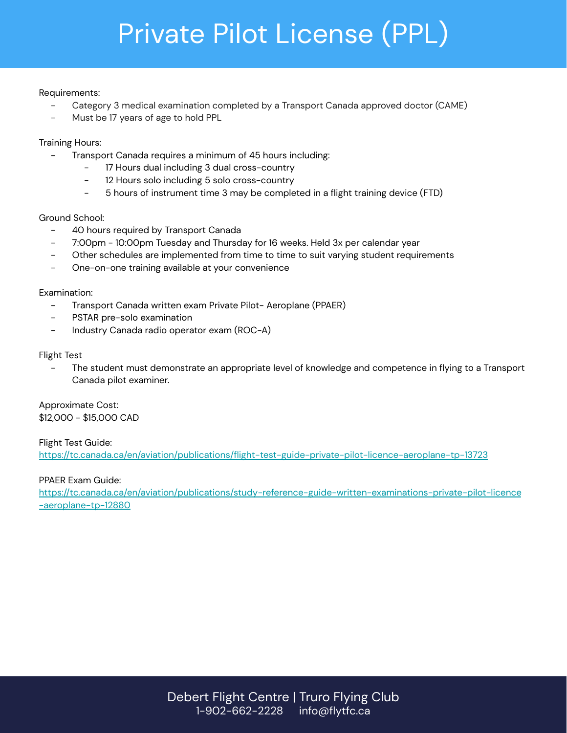# Private Pilot License (PPL)

Requirements:

- Category 3 medical examination completed by a Transport Canada approved doctor (CAME)
- Must be 17 years of age to hold PPL

Training Hours:

- Transport Canada requires a minimum of 45 hours including:
  - 17 Hours dual including 3 dual cross-country
  - 12 Hours solo including 5 solo cross-country
  - 5 hours of instrument time 3 may be completed in a flight training device (FTD)

Ground School:

- 40 hours required by Transport Canada
- 7:00pm - 10:00pm Tuesday and Thursday for 16 weeks. Held 3x per calendar year
- Other schedules are implemented from time to time to suit varying student requirements
- One-on-one training available at your convenience

Examination:

- Transport Canada written exam Private Pilot- Aeroplane (PPAER)
- PSTAR pre-solo examination
- Industry Canada radio operator exam (ROC-A)

Flight Test

- The student must demonstrate an appropriate level of knowledge and competence in flying to a Transport Canada pilot examiner.

Approximate Cost:
$12,000 - $15,000 CAD

Flight Test Guide:
https://tc.canada.ca/en/aviation/publications/flight-test-guide-private-pilot-licence-aeroplane-tp-13723

PPAER Exam Guide:
https://tc.canada.ca/en/aviation/publications/study-reference-guide-written-examinations-private-pilot-licence-aeroplane-tp-12880

Debert Flight Centre | Truro Flying Club
1-902-662-2228 info@flytfc.ca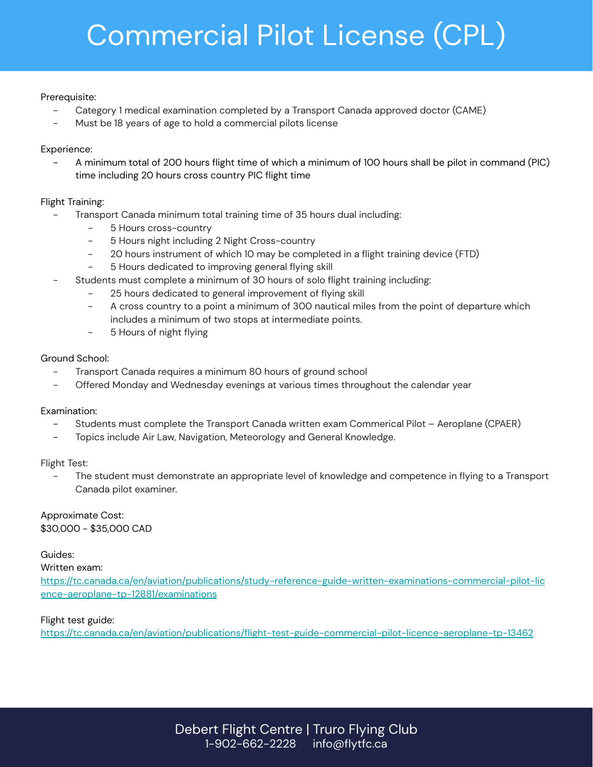# Commercial Pilot License (CPL)

Prerequisite:

- Category 1 medical examination completed by a Transport Canada approved doctor (CAME)
- Must be 18 years of age to hold a commercial pilots license

Experience:

- A minimum total of 200 hours flight time of which a minimum of 100 hours shall be pilot in command (PIC) time including 20 hours cross country PIC flight time

Flight Training:

- Transport Canada minimum total training time of 35 hours dual including:
  - 5 Hours cross-country
  - 5 Hours night including 2 Night Cross-country
  - 20 hours instrument of which 10 may be completed in a flight training device (FTD)
  - 5 Hours dedicated to improving general flying skill
- Students must complete a minimum of 30 hours of solo flight training including:
  - 25 hours dedicated to general improvement of flying skill
  - A cross country to a point a minimum of 300 nautical miles from the point of departure which includes a minimum of two stops at intermediate points.
  - 5 Hours of night flying

Ground School:

- Transport Canada requires a minimum 80 hours of ground school
- Offered Monday and Wednesday evenings at various times throughout the calendar year

Examination:

- Students must complete the Transport Canada written exam Commerical Pilot – Aeroplane (CPAER)
- Topics include Air Law, Navigation, Meteorology and General Knowledge.

Flight Test:

- The student must demonstrate an appropriate level of knowledge and competence in flying to a Transport Canada pilot examiner.

Approximate Cost:
$30,000 - $35,000 CAD

Guides:
Written exam:
https://tc.canada.ca/en/aviation/publications/study-reference-guide-written-examinations-commercial-pilot-licence-aeroplane-tp-12881/examinations

Flight test guide:
https://tc.canada.ca/en/aviation/publications/flight-test-guide-commercial-pilot-licence-aeroplane-tp-13462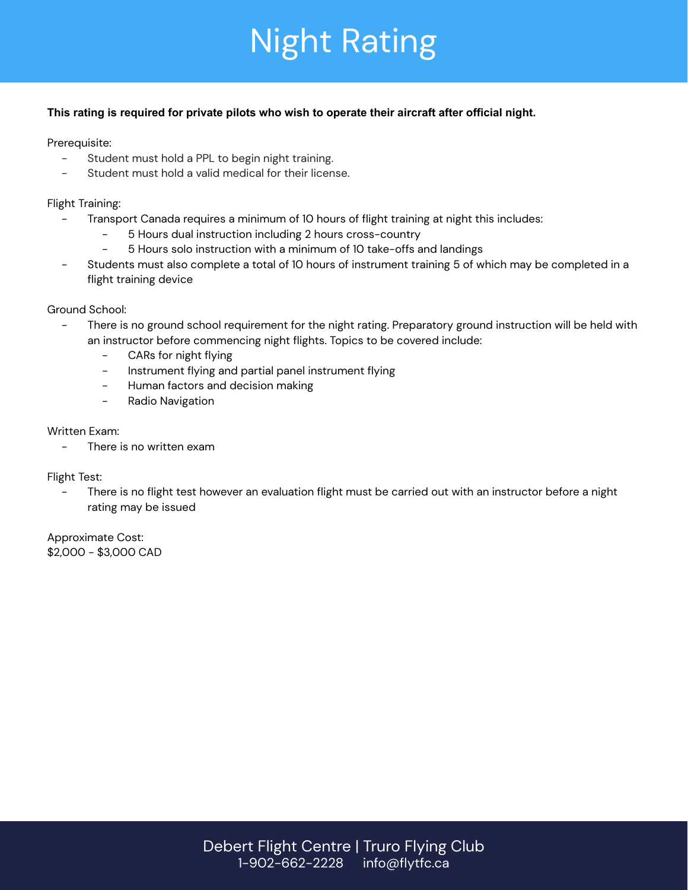# Night Rating

**This rating is required for private pilots who wish to operate their aircraft after official night.**

Prerequisite:

- Student must hold a PPL to begin night training.
- Student must hold a valid medical for their license.

Flight Training:

- Transport Canada requires a minimum of 10 hours of flight training at night this includes:
  - 5 Hours dual instruction including 2 hours cross-country
  - 5 Hours solo instruction with a minimum of 10 take-offs and landings
- Students must also complete a total of 10 hours of instrument training 5 of which may be completed in a flight training device

Ground School:

- There is no ground school requirement for the night rating. Preparatory ground instruction will be held with an instructor before commencing night flights. Topics to be covered include:
  - CARs for night flying
  - Instrument flying and partial panel instrument flying
  - Human factors and decision making
  - Radio Navigation

Written Exam:

- There is no written exam

Flight Test:

- There is no flight test however an evaluation flight must be carried out with an instructor before a night rating may be issued

Approximate Cost:
$2,000 - $3,000 CAD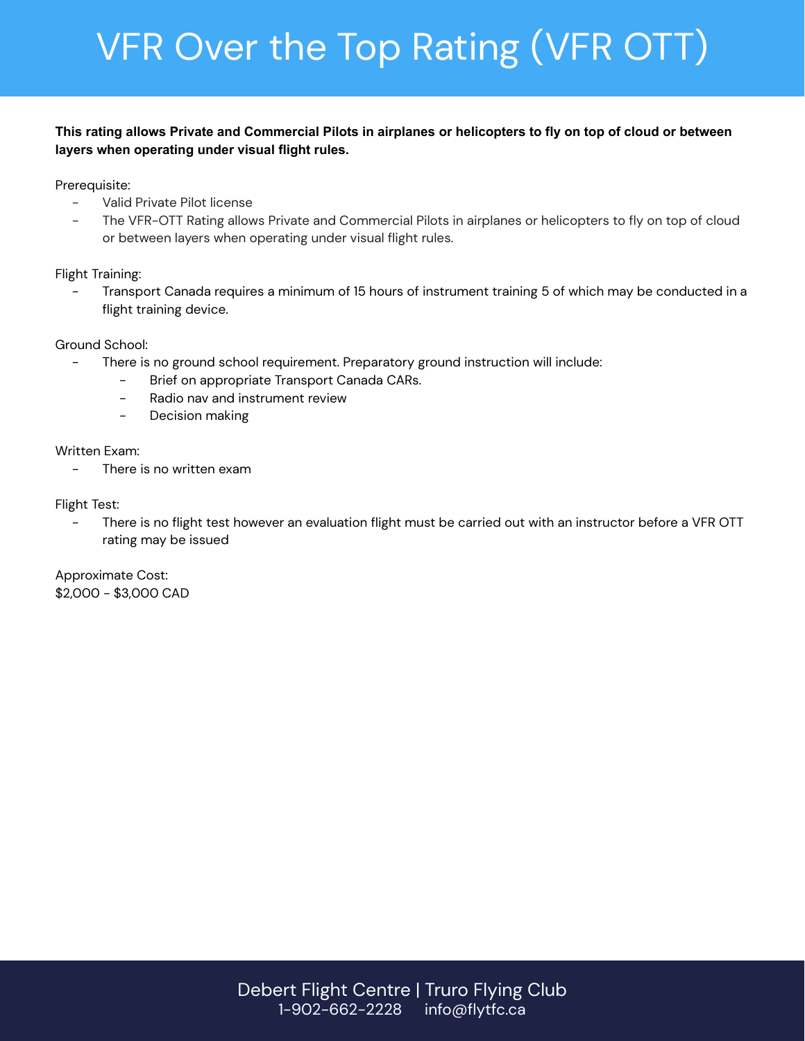# VFR Over the Top Rating (VFR OTT)

**This rating allows Private and Commercial Pilots in airplanes or helicopters to fly on top of cloud or between layers when operating under visual flight rules.**

Prerequisite:

- Valid Private Pilot license
- The VFR-OTT Rating allows Private and Commercial Pilots in airplanes or helicopters to fly on top of cloud or between layers when operating under visual flight rules.

Flight Training:

- Transport Canada requires a minimum of 15 hours of instrument training 5 of which may be conducted in a flight training device.

Ground School:

- There is no ground school requirement. Preparatory ground instruction will include:
  - Brief on appropriate Transport Canada CARs.
  - Radio nav and instrument review
  - Decision making

Written Exam:

- There is no written exam

Flight Test:

- There is no flight test however an evaluation flight must be carried out with an instructor before a VFR OTT rating may be issued

Approximate Cost:
$2,000 - $3,000 CAD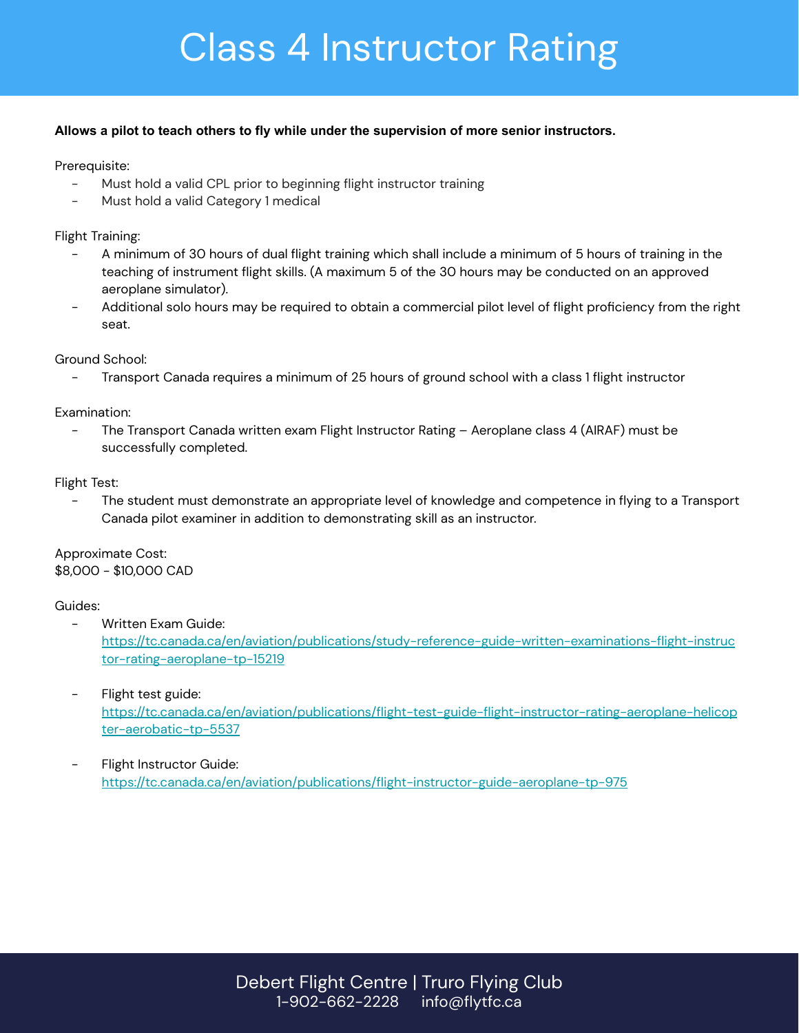# Class 4 Instructor Rating

**Allows a pilot to teach others to fly while under the supervision of more senior instructors.**

Prerequisite:

- Must hold a valid CPL prior to beginning flight instructor training
- Must hold a valid Category 1 medical

Flight Training:

- A minimum of 30 hours of dual flight training which shall include a minimum of 5 hours of training in the teaching of instrument flight skills. (A maximum 5 of the 30 hours may be conducted on an approved aeroplane simulator).
- Additional solo hours may be required to obtain a commercial pilot level of flight proficiency from the right seat.

Ground School:

- Transport Canada requires a minimum of 25 hours of ground school with a class 1 flight instructor

Examination:

- The Transport Canada written exam Flight Instructor Rating – Aeroplane class 4 (AIRAF) must be successfully completed.

Flight Test:

- The student must demonstrate an appropriate level of knowledge and competence in flying to a Transport Canada pilot examiner in addition to demonstrating skill as an instructor.

Approximate Cost:
$8,000 - $10,000 CAD

Guides:

- Written Exam Guide: https://tc.canada.ca/en/aviation/publications/study-reference-guide-written-examinations-flight-instructor-rating-aeroplane-tp-15219

- Flight test guide: https://tc.canada.ca/en/aviation/publications/flight-test-guide-flight-instructor-rating-aeroplane-helicopter-aerobatic-tp-5537

- Flight Instructor Guide: https://tc.canada.ca/en/aviation/publications/flight-instructor-guide-aeroplane-tp-975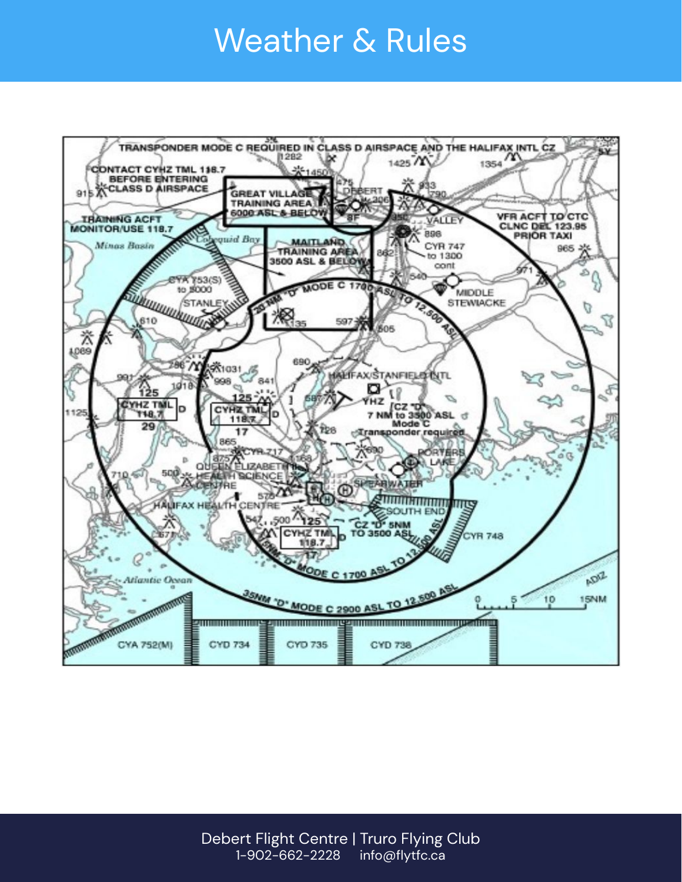# Weather & Rules

TRANSPONDER MODE C REQUIRED IN CLASS D AIRSPACE AND THE HALIFAX INTL CZ

CONTACT CYHZ TML 118.7 BEFORE ENTERING CLASS D AIRSPACE

GREAT VILLAGE TRAINING AREA 6000 ASL & BELOW

TRAINING ACFT MONITOR/USE 118.7

MAITLAND TRAINING AREA 3500 ASL & BELOW

DEBERT

VALLEY

CYR 747 to 1300 cont

VFR ACFT TO CTC CLNC DEL 123.95 PRIOR TAXI

Minas Basin

Cobequid Bay

CYA 753(S) to 8000

STANLEY

MIDDLE STEWIACKE

20 NM "D" MODE C 1700 ASL TO 12,500 ASL

HALIFAX/STANFIELD INTL

YHZ

CZ "D" 7 NM to 3500 ASL Mode C Transponder required

CYHZ TML 118.7

CYHZ TML 118.7

CYR 717

QUEEN ELIZABETH II HEALTH SCIENCE CENTRE

HALIFAX HEALTH CENTRE

SHEARWATER

PORTERS LAKE

SOUTH END

CZ "D" 5NM TO 3500 ASL

CYHZ TML 118.7

CYR 748

Atlantic Ocean

35NM "D" MODE C 2900 ASL TO 12,500 ASL

ADIZ

0 5 10 15NM

CYA 752(M)

CYD 734

CYD 735

CYD 738